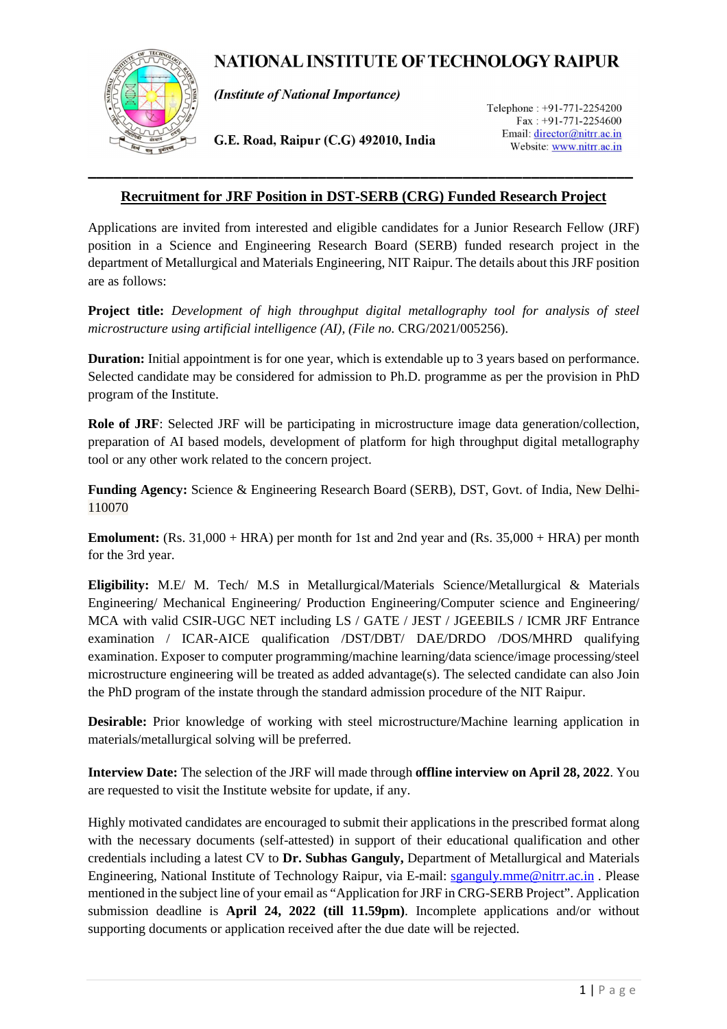# NATIONAL INSTITUTE OF TECHNOLOGY RAIPUR

*(Institute of National Importance)*

G.E. Road, Raipur (C.G) 492010, India

Telephone : +91-771-2254200
Fax : +91-771-2254600
Email: director@nitrr.ac.in
Website: www.nitrr.ac.in

---

## Recruitment for JRF Position in DST-SERB (CRG) Funded Research Project

Applications are invited from interested and eligible candidates for a Junior Research Fellow (JRF) position in a Science and Engineering Research Board (SERB) funded research project in the department of Metallurgical and Materials Engineering, NIT Raipur. The details about this JRF position are as follows:

**Project title:** *Development of high throughput digital metallography tool for analysis of steel microstructure using artificial intelligence (AI), (File no.* CRG/2021/005256).

**Duration:** Initial appointment is for one year, which is extendable up to 3 years based on performance. Selected candidate may be considered for admission to Ph.D. programme as per the provision in PhD program of the Institute.

**Role of JRF**: Selected JRF will be participating in microstructure image data generation/collection, preparation of AI based models, development of platform for high throughput digital metallography tool or any other work related to the concern project.

**Funding Agency:** Science & Engineering Research Board (SERB), DST, Govt. of India, New Delhi-110070

**Emolument:** (Rs. 31,000 + HRA) per month for 1st and 2nd year and (Rs. 35,000 + HRA) per month for the 3rd year.

**Eligibility:** M.E/ M. Tech/ M.S in Metallurgical/Materials Science/Metallurgical & Materials Engineering/ Mechanical Engineering/ Production Engineering/Computer science and Engineering/ MCA with valid CSIR-UGC NET including LS / GATE / JEST / JGEEBILS / ICMR JRF Entrance examination / ICAR-AICE qualification /DST/DBT/ DAE/DRDO /DOS/MHRD qualifying examination. Exposer to computer programming/machine learning/data science/image processing/steel microstructure engineering will be treated as added advantage(s). The selected candidate can also Join the PhD program of the instate through the standard admission procedure of the NIT Raipur.

**Desirable:** Prior knowledge of working with steel microstructure/Machine learning application in materials/metallurgical solving will be preferred.

**Interview Date:** The selection of the JRF will made through **offline interview on April 28, 2022**. You are requested to visit the Institute website for update, if any.

Highly motivated candidates are encouraged to submit their applications in the prescribed format along with the necessary documents (self-attested) in support of their educational qualification and other credentials including a latest CV to **Dr. Subhas Ganguly,** Department of Metallurgical and Materials Engineering, National Institute of Technology Raipur, via E-mail: sganguly.mme@nitrr.ac.in . Please mentioned in the subject line of your email as "Application for JRF in CRG-SERB Project". Application submission deadline is **April 24, 2022 (till 11.59pm)**. Incomplete applications and/or without supporting documents or application received after the due date will be rejected.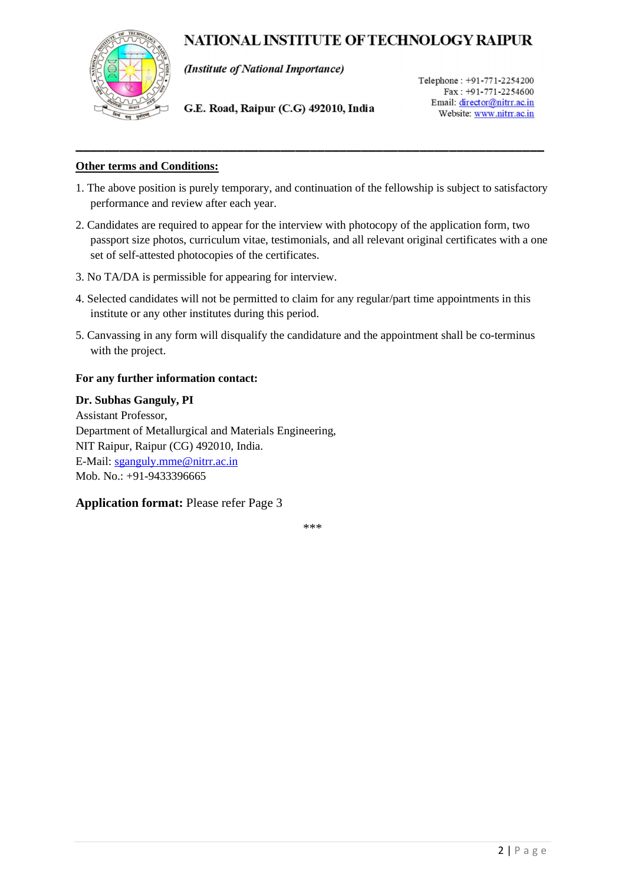# NATIONAL INSTITUTE OF TECHNOLOGY RAIPUR

*(Institute of National Importance)*

G.E. Road, Raipur (C.G) 492010, India

Telephone : +91-771-2254200
Fax : +91-771-2254600
Email: director@nitrr.ac.in
Website: www.nitrr.ac.in

---

## Other terms and Conditions:

1. The above position is purely temporary, and continuation of the fellowship is subject to satisfactory performance and review after each year.
2. Candidates are required to appear for the interview with photocopy of the application form, two passport size photos, curriculum vitae, testimonials, and all relevant original certificates with a one set of self-attested photocopies of the certificates.
3. No TA/DA is permissible for appearing for interview.
4. Selected candidates will not be permitted to claim for any regular/part time appointments in this institute or any other institutes during this period.
5. Canvassing in any form will disqualify the candidature and the appointment shall be co-terminus with the project.

**For any further information contact:**

**Dr. Subhas Ganguly, PI**
Assistant Professor,
Department of Metallurgical and Materials Engineering,
NIT Raipur, Raipur (CG) 492010, India.
E-Mail: sganguly.mme@nitrr.ac.in
Mob. No.: +91-9433396665

**Application format:** Please refer Page 3

***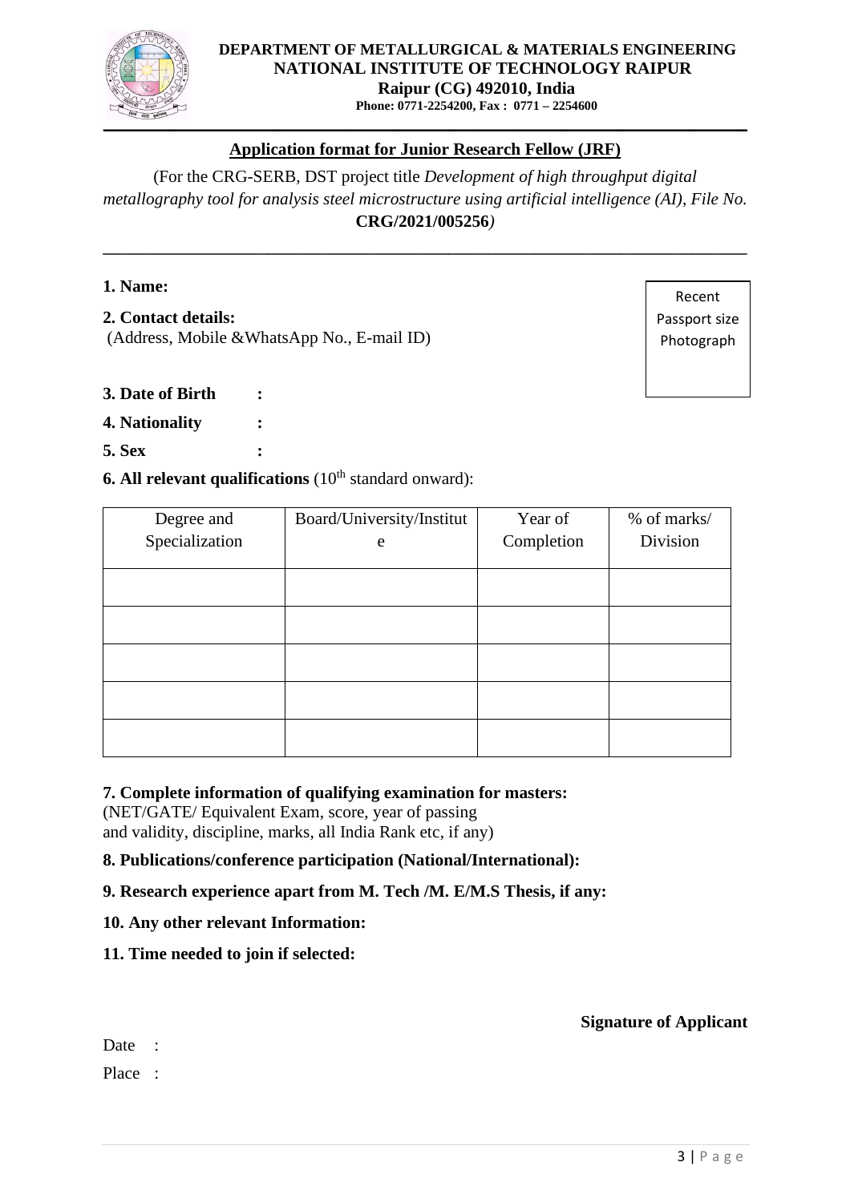**DEPARTMENT OF METALLURGICAL & MATERIALS ENGINEERING**
**NATIONAL INSTITUTE OF TECHNOLOGY RAIPUR**
**Raipur (CG) 492010, India**
**Phone: 0771-2254200, Fax : 0771 – 2254600**

## Application format for Junior Research Fellow (JRF)

(For the CRG-SERB, DST project title *Development of high throughput digital metallography tool for analysis steel microstructure using artificial intelligence (AI), File No.* **CRG/2021/005256***)*

---

Recent Passport size Photograph

**1. Name:**

**2. Contact details:**
(Address, Mobile &WhatsApp No., E-mail ID)

**3. Date of Birth :**

**4. Nationality :**

**5. Sex :**

**6. All relevant qualifications** ($10^{th}$ standard onward):

| Degree and Specialization | Board/University/Institute | Year of Completion | % of marks/ Division |
|---|---|---|---|
| | | | |
| | | | |
| | | | |
| | | | |
| | | | |

**7. Complete information of qualifying examination for masters:**
(NET/GATE/ Equivalent Exam, score, year of passing and validity, discipline, marks, all India Rank etc, if any)

**8. Publications/conference participation (National/International):**

**9. Research experience apart from M. Tech /M. E/M.S Thesis, if any:**

**10. Any other relevant Information:**

**11. Time needed to join if selected:**

**Signature of Applicant**

Date :

Place :